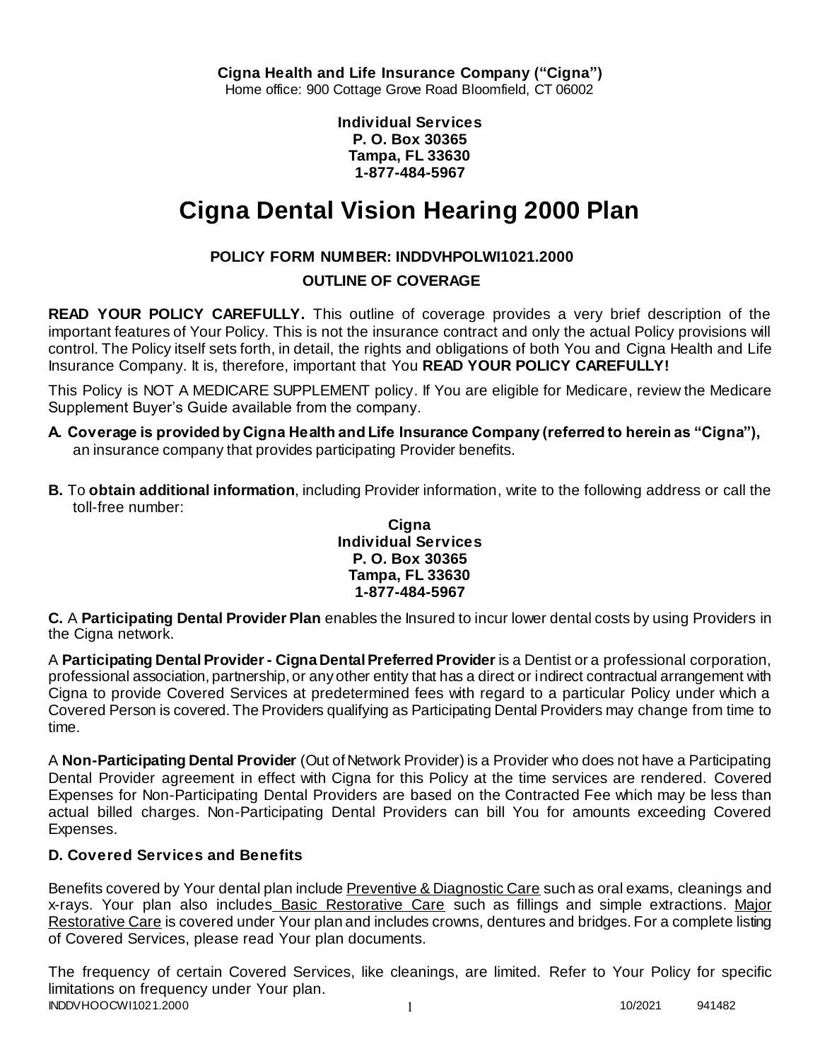**Cigna Health and Life Insurance Company ("Cigna")**
Home office: 900 Cottage Grove Road Bloomfield, CT 06002

**Individual Services**
**P. O. Box 30365**
**Tampa, FL 33630**
**1-877-484-5967**

# Cigna Dental Vision Hearing 2000 Plan

**POLICY FORM NUMBER: INDDVHPOLWI1021.2000**

**OUTLINE OF COVERAGE**

**READ YOUR POLICY CAREFULLY.** This outline of coverage provides a very brief description of the important features of Your Policy. This is not the insurance contract and only the actual Policy provisions will control. The Policy itself sets forth, in detail, the rights and obligations of both You and Cigna Health and Life Insurance Company. It is, therefore, important that You **READ YOUR POLICY CAREFULLY!**

This Policy is NOT A MEDICARE SUPPLEMENT policy. If You are eligible for Medicare, review the Medicare Supplement Buyer's Guide available from the company.

**A. Coverage is provided by Cigna Health and Life Insurance Company (referred to herein as "Cigna"),** an insurance company that provides participating Provider benefits.

**B.** To **obtain additional information**, including Provider information, write to the following address or call the toll-free number:

**Cigna**
**Individual Services**
**P. O. Box 30365**
**Tampa, FL 33630**
**1-877-484-5967**

**C.** A **Participating Dental Provider Plan** enables the Insured to incur lower dental costs by using Providers in the Cigna network.

A **Participating Dental Provider - Cigna Dental Preferred Provider** is a Dentist or a professional corporation, professional association, partnership, or any other entity that has a direct or indirect contractual arrangement with Cigna to provide Covered Services at predetermined fees with regard to a particular Policy under which a Covered Person is covered. The Providers qualifying as Participating Dental Providers may change from time to time.

A **Non-Participating Dental Provider** (Out of Network Provider) is a Provider who does not have a Participating Dental Provider agreement in effect with Cigna for this Policy at the time services are rendered. Covered Expenses for Non-Participating Dental Providers are based on the Contracted Fee which may be less than actual billed charges. Non-Participating Dental Providers can bill You for amounts exceeding Covered Expenses.

### D. Covered Services and Benefits

Benefits covered by Your dental plan include Preventive & Diagnostic Care such as oral exams, cleanings and x-rays. Your plan also includes Basic Restorative Care such as fillings and simple extractions. Major Restorative Care is covered under Your plan and includes crowns, dentures and bridges. For a complete listing of Covered Services, please read Your plan documents.

The frequency of certain Covered Services, like cleanings, are limited. Refer to Your Policy for specific limitations on frequency under Your plan.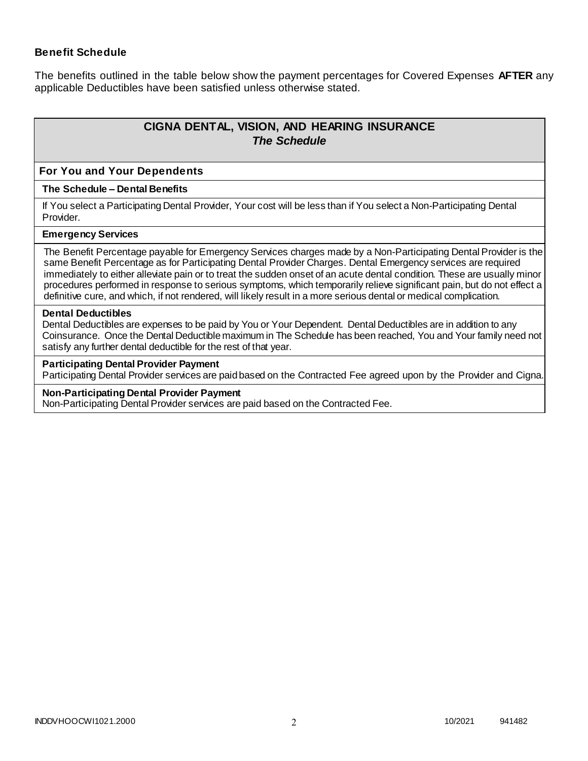### Benefit Schedule

The benefits outlined in the table below show the payment percentages for Covered Expenses **AFTER** any applicable Deductibles have been satisfied unless otherwise stated.

## CIGNA DENTAL, VISION, AND HEARING INSURANCE
### *The Schedule*

**For You and Your Dependents**

**The Schedule – Dental Benefits**

If You select a Participating Dental Provider, Your cost will be less than if You select a Non-Participating Dental Provider.

**Emergency Services**

The Benefit Percentage payable for Emergency Services charges made by a Non-Participating Dental Provider is the same Benefit Percentage as for Participating Dental Provider Charges. Dental Emergency services are required immediately to either alleviate pain or to treat the sudden onset of an acute dental condition. These are usually minor procedures performed in response to serious symptoms, which temporarily relieve significant pain, but do not effect a definitive cure, and which, if not rendered, will likely result in a more serious dental or medical complication.

**Dental Deductibles**

Dental Deductibles are expenses to be paid by You or Your Dependent. Dental Deductibles are in addition to any Coinsurance. Once the Dental Deductible maximum in The Schedule has been reached, You and Your family need not satisfy any further dental deductible for the rest of that year.

**Participating Dental Provider Payment**

Participating Dental Provider services are paid based on the Contracted Fee agreed upon by the Provider and Cigna.

**Non-Participating Dental Provider Payment**

Non-Participating Dental Provider services are paid based on the Contracted Fee.

INDDVHOOCWI1021.2000 10/2021 941482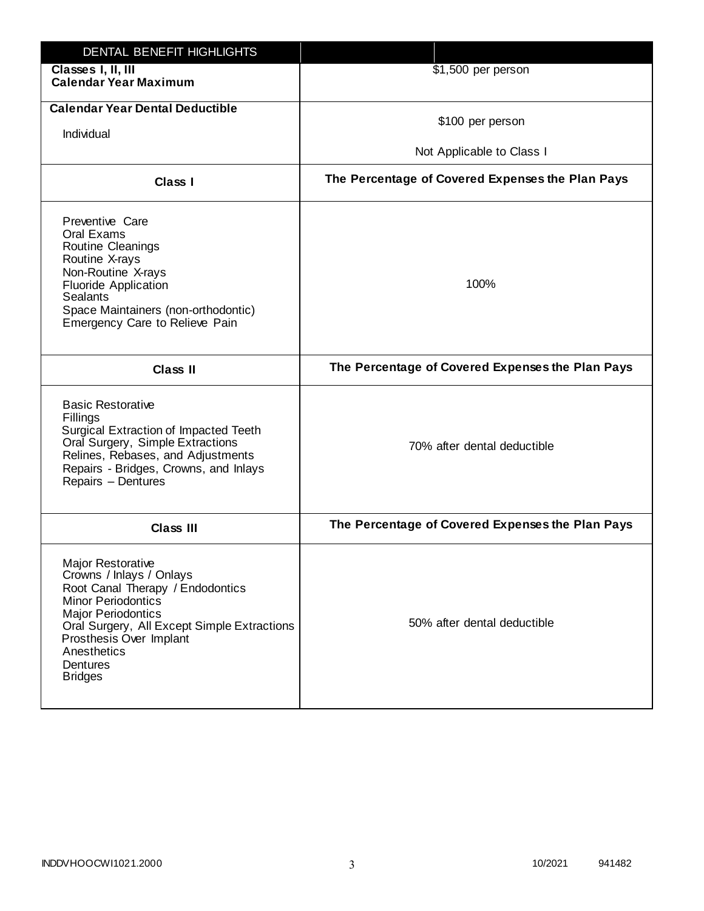| DENTAL BENEFIT HIGHLIGHTS | |
|---|---|
| **Classes I, II, III Calendar Year Maximum** | $1,500 per person |
| **Calendar Year Dental Deductible**<br>Individual | $100 per person<br>Not Applicable to Class I |
| **Class I** | **The Percentage of Covered Expenses the Plan Pays** |
| Preventive Care<br>Oral Exams<br>Routine Cleanings<br>Routine X-rays<br>Non-Routine X-rays<br>Fluoride Application<br>Sealants<br>Space Maintainers (non-orthodontic)<br>Emergency Care to Relieve Pain | 100% |
| **Class II** | **The Percentage of Covered Expenses the Plan Pays** |
| Basic Restorative<br>Fillings<br>Surgical Extraction of Impacted Teeth<br>Oral Surgery, Simple Extractions<br>Relines, Rebases, and Adjustments<br>Repairs - Bridges, Crowns, and Inlays<br>Repairs – Dentures | 70% after dental deductible |
| **Class III** | **The Percentage of Covered Expenses the Plan Pays** |
| Major Restorative<br>Crowns / Inlays / Onlays<br>Root Canal Therapy / Endodontics<br>Minor Periodontics<br>Major Periodontics<br>Oral Surgery, All Except Simple Extractions<br>Prosthesis Over Implant<br>Anesthetics<br>Dentures<br>Bridges | 50% after dental deductible |

INDDVHOOCWI1021.2000 10/2021 941482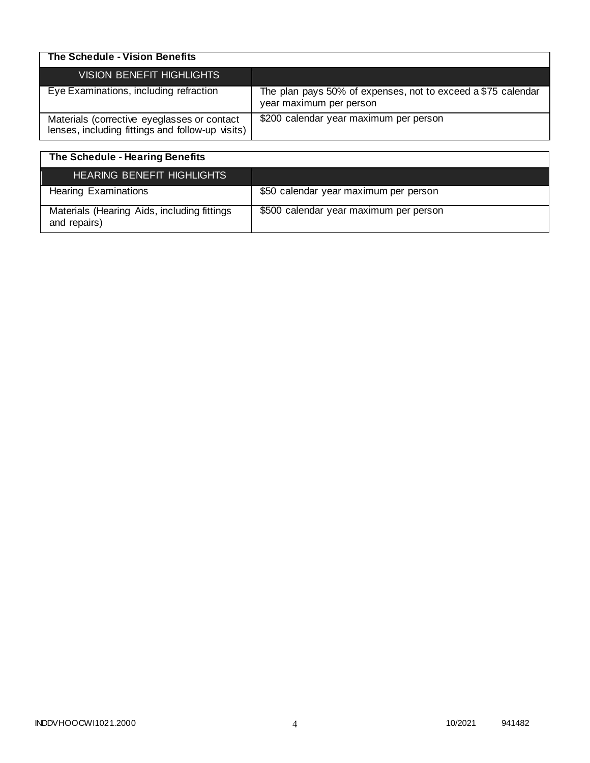| The Schedule - Vision Benefits | |
|---|---|
| VISION BENEFIT HIGHLIGHTS | |
| Eye Examinations, including refraction | The plan pays 50% of expenses, not to exceed a $75 calendar year maximum per person |
| Materials (corrective eyeglasses or contact lenses, including fittings and follow-up visits) | $200 calendar year maximum per person |

| The Schedule - Hearing Benefits | |
|---|---|
| HEARING BENEFIT HIGHLIGHTS | |
| Hearing Examinations | $50 calendar year maximum per person |
| Materials (Hearing Aids, including fittings and repairs) | $500 calendar year maximum per person |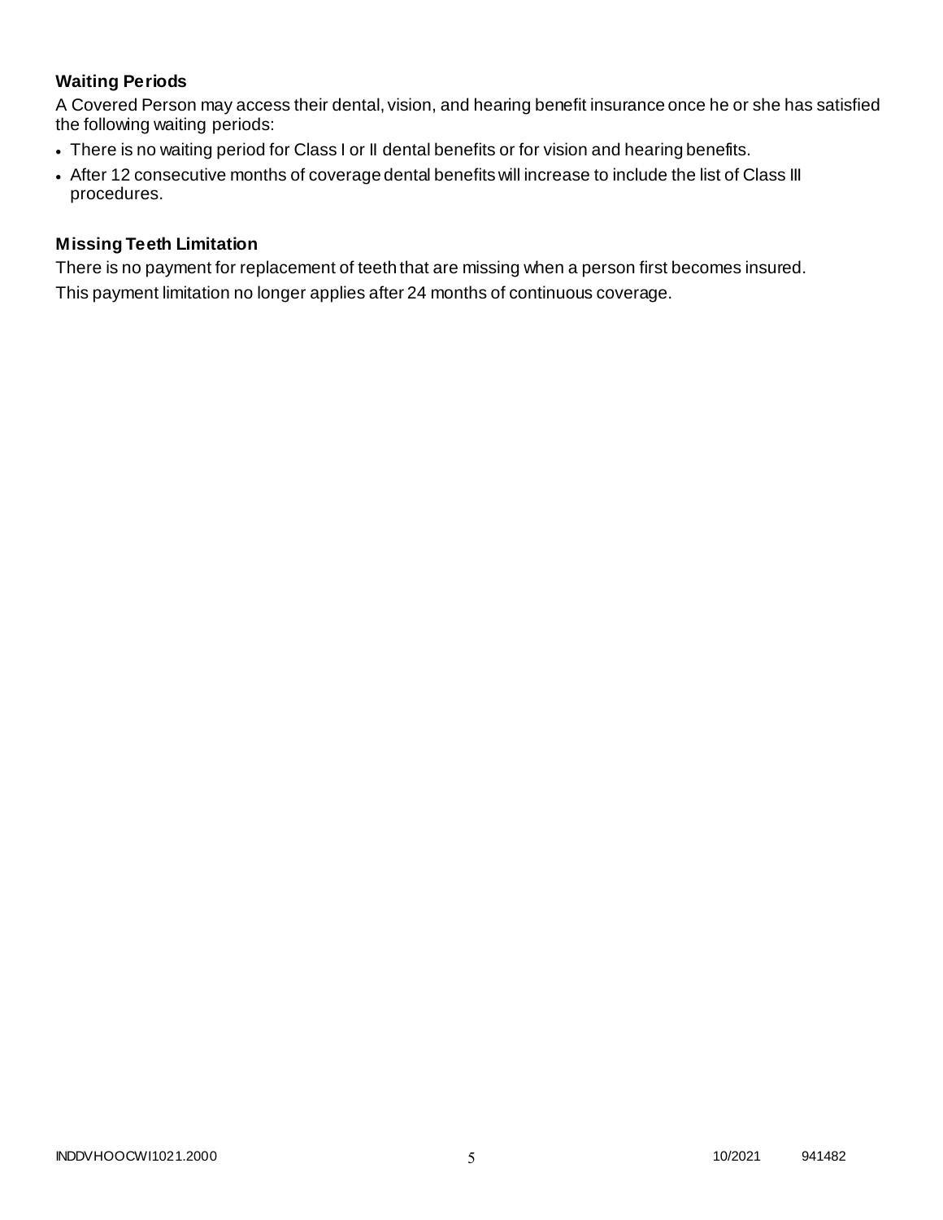### Waiting Periods

A Covered Person may access their dental, vision, and hearing benefit insurance once he or she has satisfied the following waiting periods:

- There is no waiting period for Class I or II dental benefits or for vision and hearing benefits.
- After 12 consecutive months of coverage dental benefits will increase to include the list of Class III procedures.

### Missing Teeth Limitation

There is no payment for replacement of teeth that are missing when a person first becomes insured.

This payment limitation no longer applies after 24 months of continuous coverage.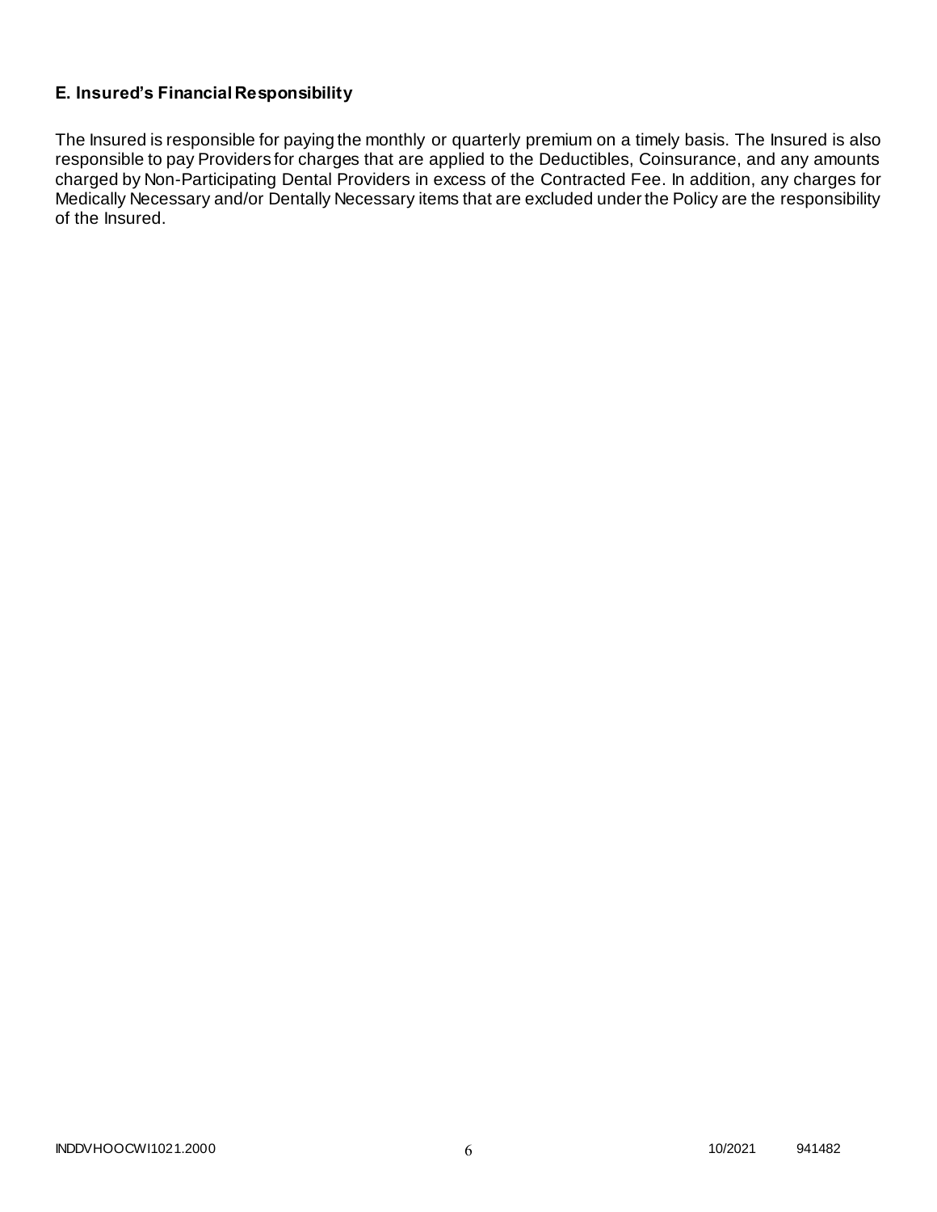## E. Insured's Financial Responsibility

The Insured is responsible for paying the monthly or quarterly premium on a timely basis. The Insured is also responsible to pay Providers for charges that are applied to the Deductibles, Coinsurance, and any amounts charged by Non-Participating Dental Providers in excess of the Contracted Fee. In addition, any charges for Medically Necessary and/or Dentally Necessary items that are excluded under the Policy are the responsibility of the Insured.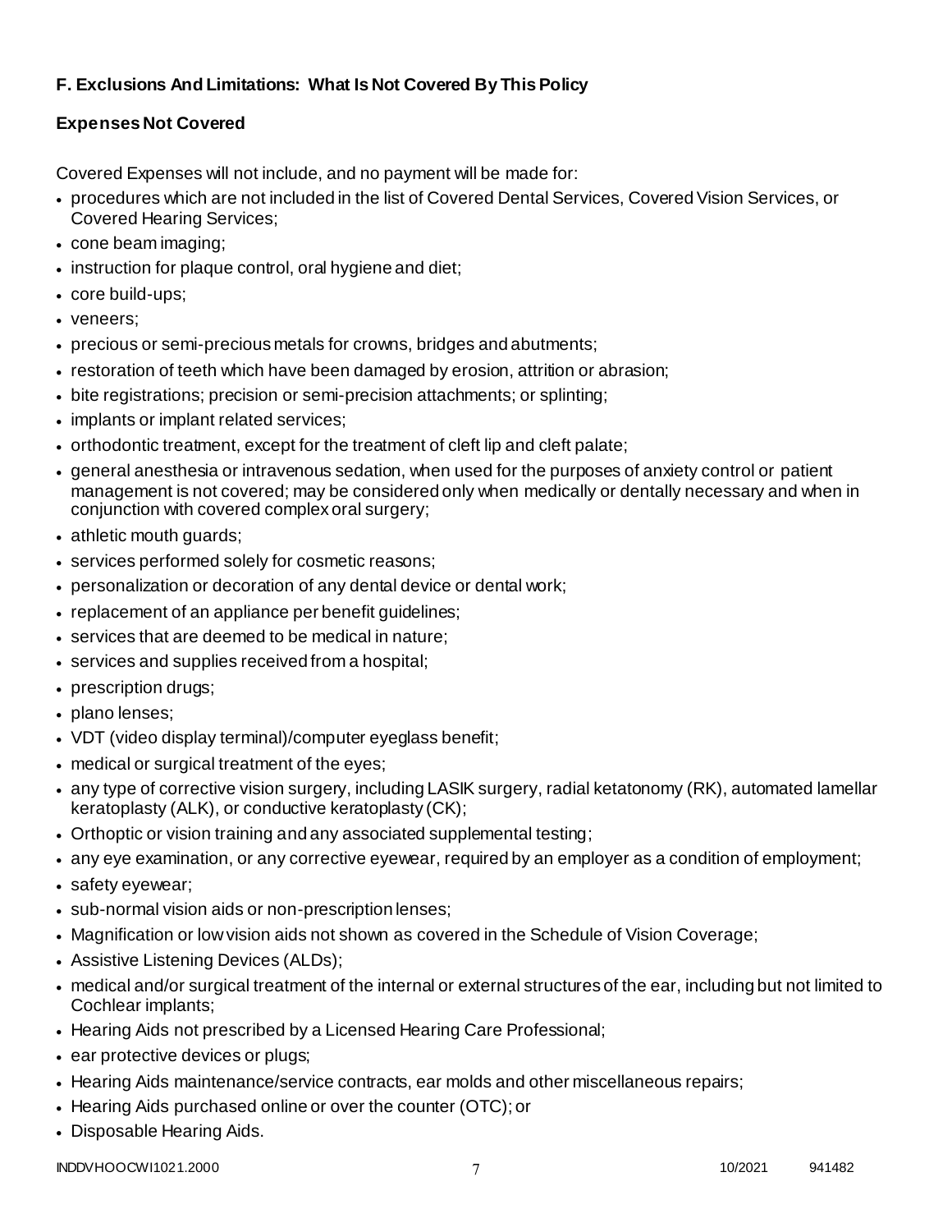**F. Exclusions And Limitations: What Is Not Covered By This Policy**

**Expenses Not Covered**

Covered Expenses will not include, and no payment will be made for:

- procedures which are not included in the list of Covered Dental Services, Covered Vision Services, or Covered Hearing Services;
- cone beam imaging;
- instruction for plaque control, oral hygiene and diet;
- core build-ups;
- veneers;
- precious or semi-precious metals for crowns, bridges and abutments;
- restoration of teeth which have been damaged by erosion, attrition or abrasion;
- bite registrations; precision or semi-precision attachments; or splinting;
- implants or implant related services;
- orthodontic treatment, except for the treatment of cleft lip and cleft palate;
- general anesthesia or intravenous sedation, when used for the purposes of anxiety control or patient management is not covered; may be considered only when medically or dentally necessary and when in conjunction with covered complex oral surgery;
- athletic mouth guards;
- services performed solely for cosmetic reasons;
- personalization or decoration of any dental device or dental work;
- replacement of an appliance per benefit guidelines;
- services that are deemed to be medical in nature;
- services and supplies received from a hospital;
- prescription drugs;
- plano lenses;
- VDT (video display terminal)/computer eyeglass benefit;
- medical or surgical treatment of the eyes;
- any type of corrective vision surgery, including LASIK surgery, radial ketatonomy (RK), automated lamellar keratoplasty (ALK), or conductive keratoplasty (CK);
- Orthoptic or vision training and any associated supplemental testing;
- any eye examination, or any corrective eyewear, required by an employer as a condition of employment;
- safety eyewear;
- sub-normal vision aids or non-prescription lenses;
- Magnification or low vision aids not shown as covered in the Schedule of Vision Coverage;
- Assistive Listening Devices (ALDs);
- medical and/or surgical treatment of the internal or external structures of the ear, including but not limited to Cochlear implants;
- Hearing Aids not prescribed by a Licensed Hearing Care Professional;
- ear protective devices or plugs;
- Hearing Aids maintenance/service contracts, ear molds and other miscellaneous repairs;
- Hearing Aids purchased online or over the counter (OTC); or
- Disposable Hearing Aids.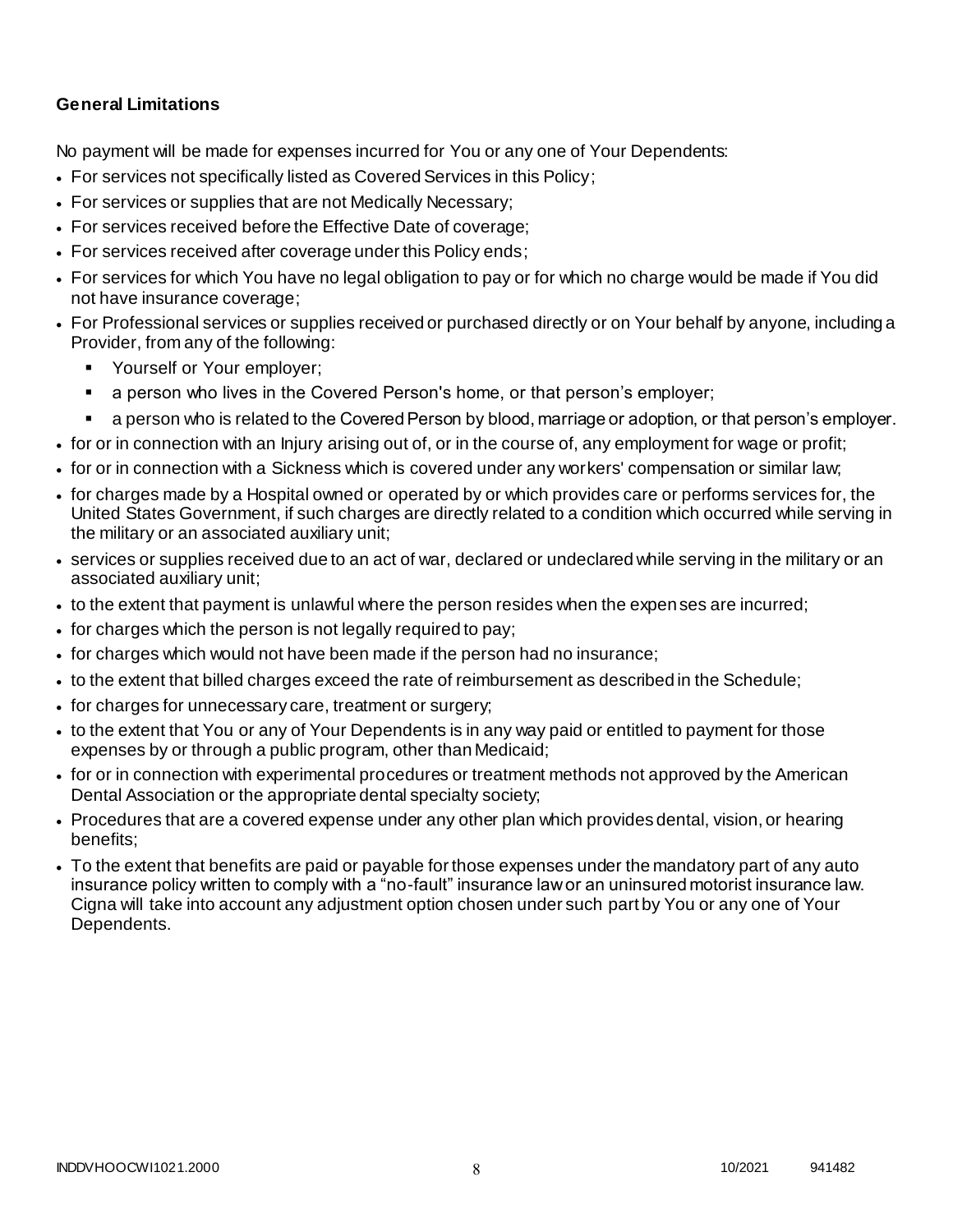**General Limitations**

No payment will be made for expenses incurred for You or any one of Your Dependents:

- For services not specifically listed as Covered Services in this Policy;
- For services or supplies that are not Medically Necessary;
- For services received before the Effective Date of coverage;
- For services received after coverage under this Policy ends;
- For services for which You have no legal obligation to pay or for which no charge would be made if You did not have insurance coverage;
- For Professional services or supplies received or purchased directly or on Your behalf by anyone, including a Provider, from any of the following:
  - Yourself or Your employer;
  - a person who lives in the Covered Person's home, or that person's employer;
  - a person who is related to the Covered Person by blood, marriage or adoption, or that person's employer.
- for or in connection with an Injury arising out of, or in the course of, any employment for wage or profit;
- for or in connection with a Sickness which is covered under any workers' compensation or similar law;
- for charges made by a Hospital owned or operated by or which provides care or performs services for, the United States Government, if such charges are directly related to a condition which occurred while serving in the military or an associated auxiliary unit;
- services or supplies received due to an act of war, declared or undeclared while serving in the military or an associated auxiliary unit;
- to the extent that payment is unlawful where the person resides when the expenses are incurred;
- for charges which the person is not legally required to pay;
- for charges which would not have been made if the person had no insurance;
- to the extent that billed charges exceed the rate of reimbursement as described in the Schedule;
- for charges for unnecessary care, treatment or surgery;
- to the extent that You or any of Your Dependents is in any way paid or entitled to payment for those expenses by or through a public program, other than Medicaid;
- for or in connection with experimental procedures or treatment methods not approved by the American Dental Association or the appropriate dental specialty society;
- Procedures that are a covered expense under any other plan which provides dental, vision, or hearing benefits;
- To the extent that benefits are paid or payable for those expenses under the mandatory part of any auto insurance policy written to comply with a "no-fault" insurance law or an uninsured motorist insurance law. Cigna will take into account any adjustment option chosen under such part by You or any one of Your Dependents.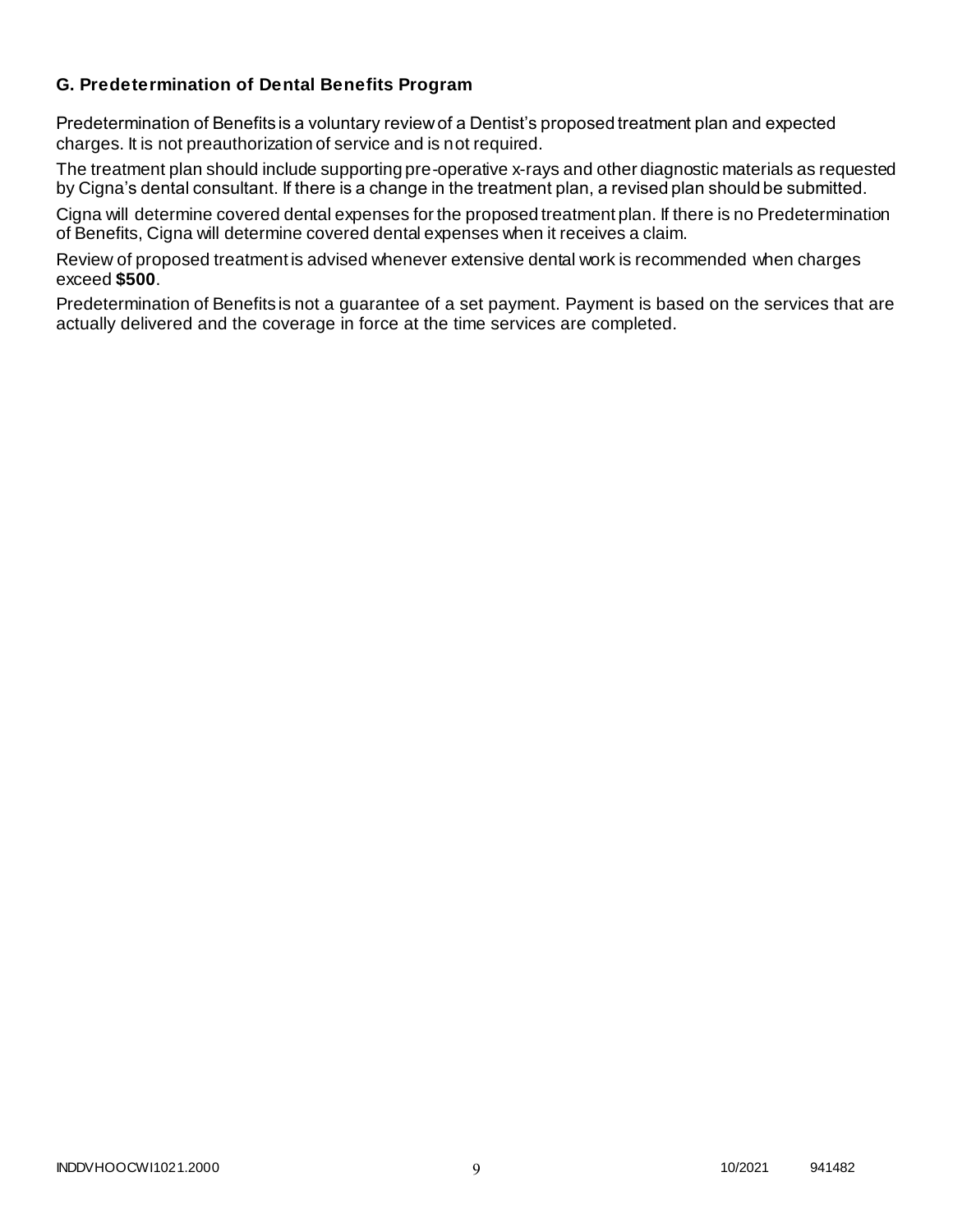### G. Predetermination of Dental Benefits Program

Predetermination of Benefits is a voluntary review of a Dentist's proposed treatment plan and expected charges. It is not preauthorization of service and is not required.

The treatment plan should include supporting pre-operative x-rays and other diagnostic materials as requested by Cigna's dental consultant. If there is a change in the treatment plan, a revised plan should be submitted.

Cigna will determine covered dental expenses for the proposed treatment plan. If there is no Predetermination of Benefits, Cigna will determine covered dental expenses when it receives a claim.

Review of proposed treatment is advised whenever extensive dental work is recommended when charges exceed **$500**.

Predetermination of Benefits is not a guarantee of a set payment. Payment is based on the services that are actually delivered and the coverage in force at the time services are completed.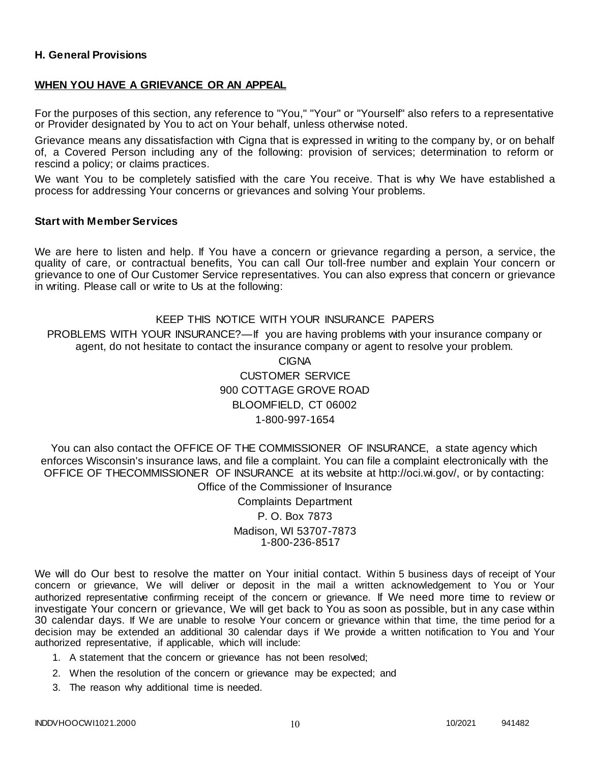### H. General Provisions

**WHEN YOU HAVE A GRIEVANCE OR AN APPEAL**

For the purposes of this section, any reference to "You," "Your" or "Yourself" also refers to a representative or Provider designated by You to act on Your behalf, unless otherwise noted.

Grievance means any dissatisfaction with Cigna that is expressed in writing to the company by, or on behalf of, a Covered Person including any of the following: provision of services; determination to reform or rescind a policy; or claims practices.

We want You to be completely satisfied with the care You receive. That is why We have established a process for addressing Your concerns or grievances and solving Your problems.

**Start with Member Services**

We are here to listen and help. If You have a concern or grievance regarding a person, a service, the quality of care, or contractual benefits, You can call Our toll-free number and explain Your concern or grievance to one of Our Customer Service representatives. You can also express that concern or grievance in writing. Please call or write to Us at the following:

KEEP THIS NOTICE WITH YOUR INSURANCE PAPERS

PROBLEMS WITH YOUR INSURANCE?—If you are having problems with your insurance company or agent, do not hesitate to contact the insurance company or agent to resolve your problem.

CIGNA
CUSTOMER SERVICE
900 COTTAGE GROVE ROAD
BLOOMFIELD, CT 06002
1-800-997-1654

You can also contact the OFFICE OF THE COMMISSIONER OF INSURANCE, a state agency which enforces Wisconsin's insurance laws, and file a complaint. You can file a complaint electronically with the OFFICE OF THECOMMISSIONER OF INSURANCE at its website at http://oci.wi.gov/, or by contacting:

Office of the Commissioner of Insurance
Complaints Department
P. O. Box 7873
Madison, WI 53707-7873
1-800-236-8517

We will do Our best to resolve the matter on Your initial contact. Within 5 business days of receipt of Your concern or grievance, We will deliver or deposit in the mail a written acknowledgement to You or Your authorized representative confirming receipt of the concern or grievance. If We need more time to review or investigate Your concern or grievance, We will get back to You as soon as possible, but in any case within 30 calendar days. If We are unable to resolve Your concern or grievance within that time, the time period for a decision may be extended an additional 30 calendar days if We provide a written notification to You and Your authorized representative, if applicable, which will include:

1. A statement that the concern or grievance has not been resolved;
2. When the resolution of the concern or grievance may be expected; and
3. The reason why additional time is needed.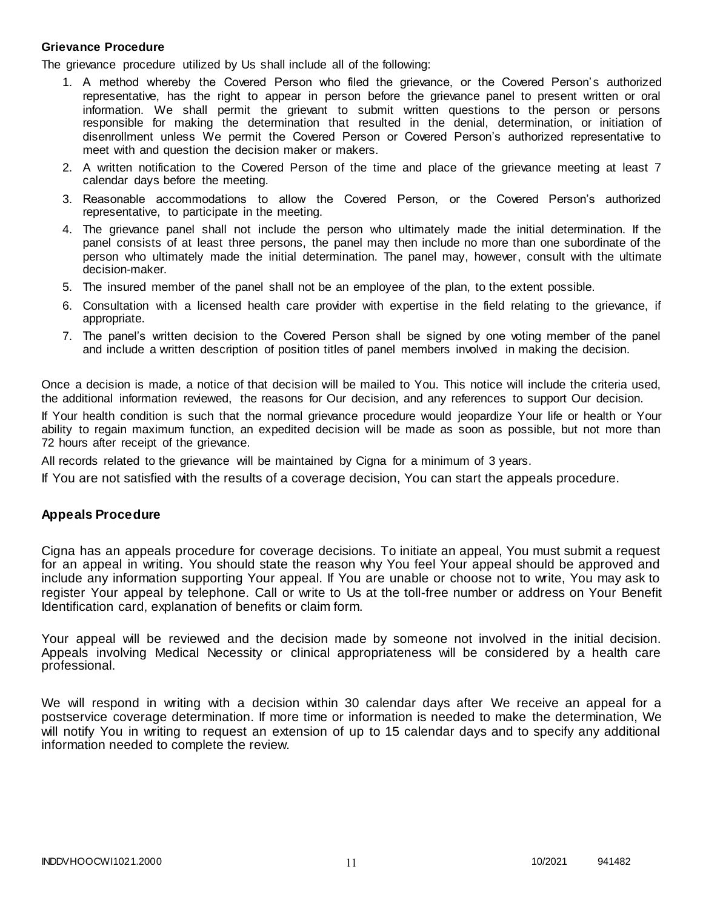### Grievance Procedure

The grievance procedure utilized by Us shall include all of the following:

1. A method whereby the Covered Person who filed the grievance, or the Covered Person's authorized representative, has the right to appear in person before the grievance panel to present written or oral information. We shall permit the grievant to submit written questions to the person or persons responsible for making the determination that resulted in the denial, determination, or initiation of disenrollment unless We permit the Covered Person or Covered Person's authorized representative to meet with and question the decision maker or makers.
2. A written notification to the Covered Person of the time and place of the grievance meeting at least 7 calendar days before the meeting.
3. Reasonable accommodations to allow the Covered Person, or the Covered Person's authorized representative, to participate in the meeting.
4. The grievance panel shall not include the person who ultimately made the initial determination. If the panel consists of at least three persons, the panel may then include no more than one subordinate of the person who ultimately made the initial determination. The panel may, however, consult with the ultimate decision-maker.
5. The insured member of the panel shall not be an employee of the plan, to the extent possible.
6. Consultation with a licensed health care provider with expertise in the field relating to the grievance, if appropriate.
7. The panel's written decision to the Covered Person shall be signed by one voting member of the panel and include a written description of position titles of panel members involved in making the decision.

Once a decision is made, a notice of that decision will be mailed to You. This notice will include the criteria used, the additional information reviewed, the reasons for Our decision, and any references to support Our decision.

If Your health condition is such that the normal grievance procedure would jeopardize Your life or health or Your ability to regain maximum function, an expedited decision will be made as soon as possible, but not more than 72 hours after receipt of the grievance.

All records related to the grievance will be maintained by Cigna for a minimum of 3 years.

If You are not satisfied with the results of a coverage decision, You can start the appeals procedure.

### Appeals Procedure

Cigna has an appeals procedure for coverage decisions. To initiate an appeal, You must submit a request for an appeal in writing. You should state the reason why You feel Your appeal should be approved and include any information supporting Your appeal. If You are unable or choose not to write, You may ask to register Your appeal by telephone. Call or write to Us at the toll-free number or address on Your Benefit Identification card, explanation of benefits or claim form.

Your appeal will be reviewed and the decision made by someone not involved in the initial decision. Appeals involving Medical Necessity or clinical appropriateness will be considered by a health care professional.

We will respond in writing with a decision within 30 calendar days after We receive an appeal for a postservice coverage determination. If more time or information is needed to make the determination, We will notify You in writing to request an extension of up to 15 calendar days and to specify any additional information needed to complete the review.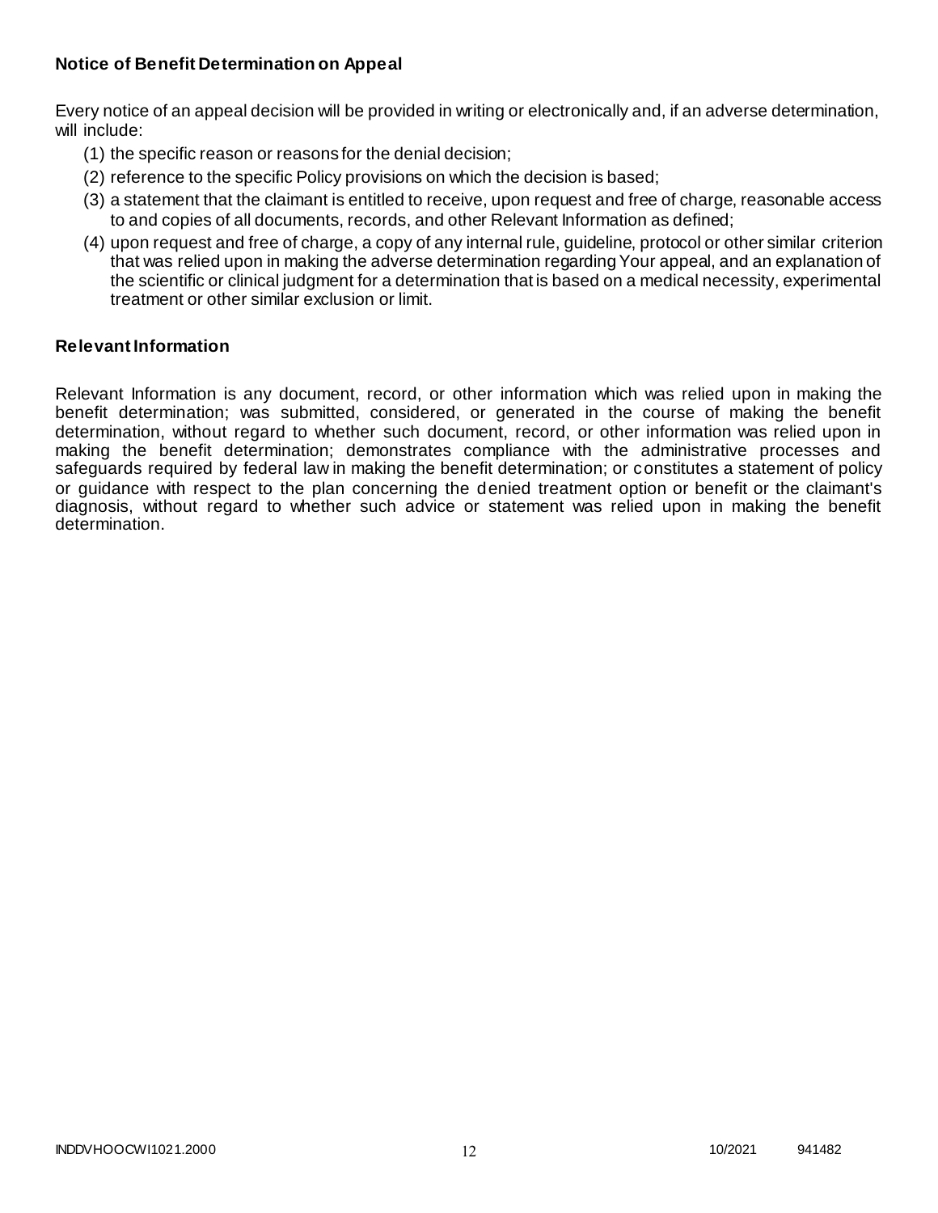## Notice of Benefit Determination on Appeal

Every notice of an appeal decision will be provided in writing or electronically and, if an adverse determination, will include:

(1) the specific reason or reasons for the denial decision;

(2) reference to the specific Policy provisions on which the decision is based;

(3) a statement that the claimant is entitled to receive, upon request and free of charge, reasonable access to and copies of all documents, records, and other Relevant Information as defined;

(4) upon request and free of charge, a copy of any internal rule, guideline, protocol or other similar criterion that was relied upon in making the adverse determination regarding Your appeal, and an explanation of the scientific or clinical judgment for a determination that is based on a medical necessity, experimental treatment or other similar exclusion or limit.

## Relevant Information

Relevant Information is any document, record, or other information which was relied upon in making the benefit determination; was submitted, considered, or generated in the course of making the benefit determination, without regard to whether such document, record, or other information was relied upon in making the benefit determination; demonstrates compliance with the administrative processes and safeguards required by federal law in making the benefit determination; or constitutes a statement of policy or guidance with respect to the plan concerning the denied treatment option or benefit or the claimant's diagnosis, without regard to whether such advice or statement was relied upon in making the benefit determination.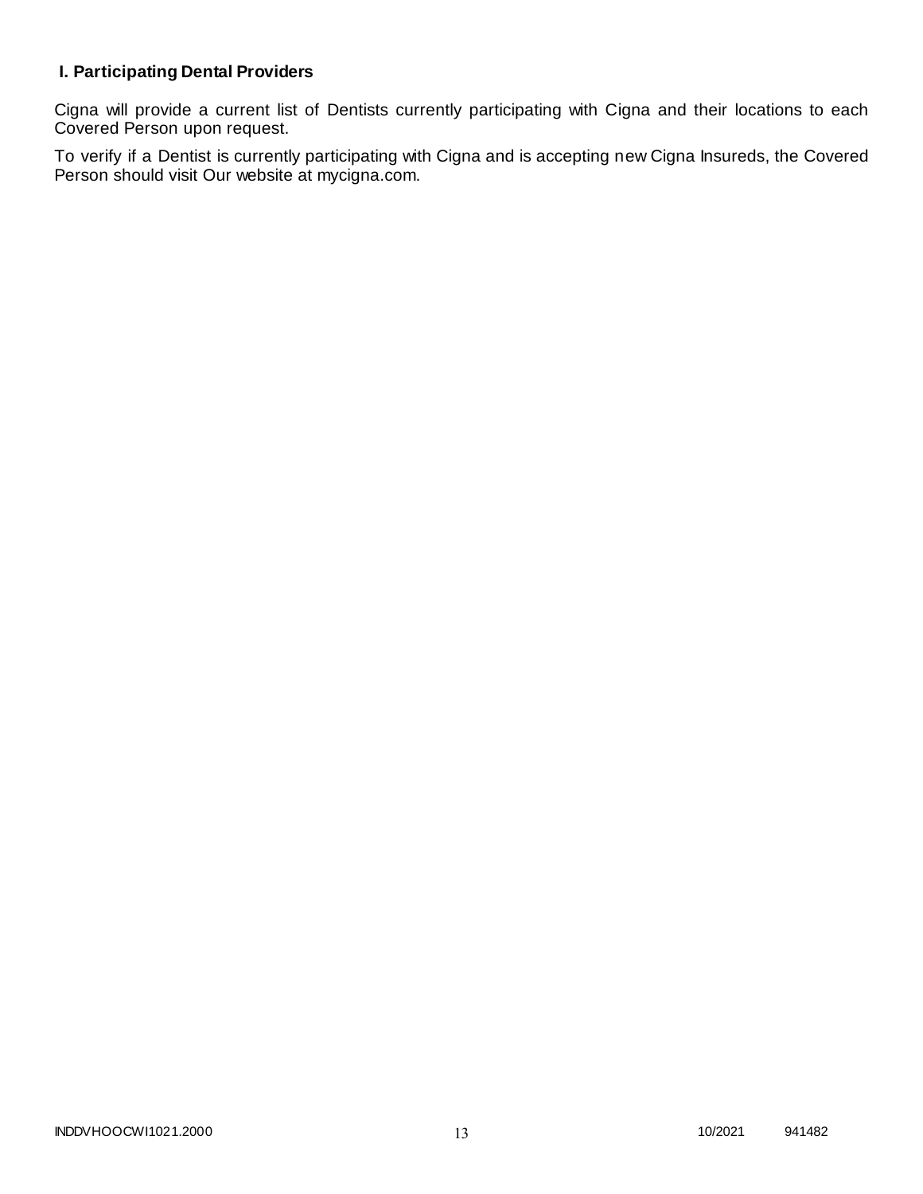## I. Participating Dental Providers

Cigna will provide a current list of Dentists currently participating with Cigna and their locations to each Covered Person upon request.

To verify if a Dentist is currently participating with Cigna and is accepting new Cigna Insureds, the Covered Person should visit Our website at mycigna.com.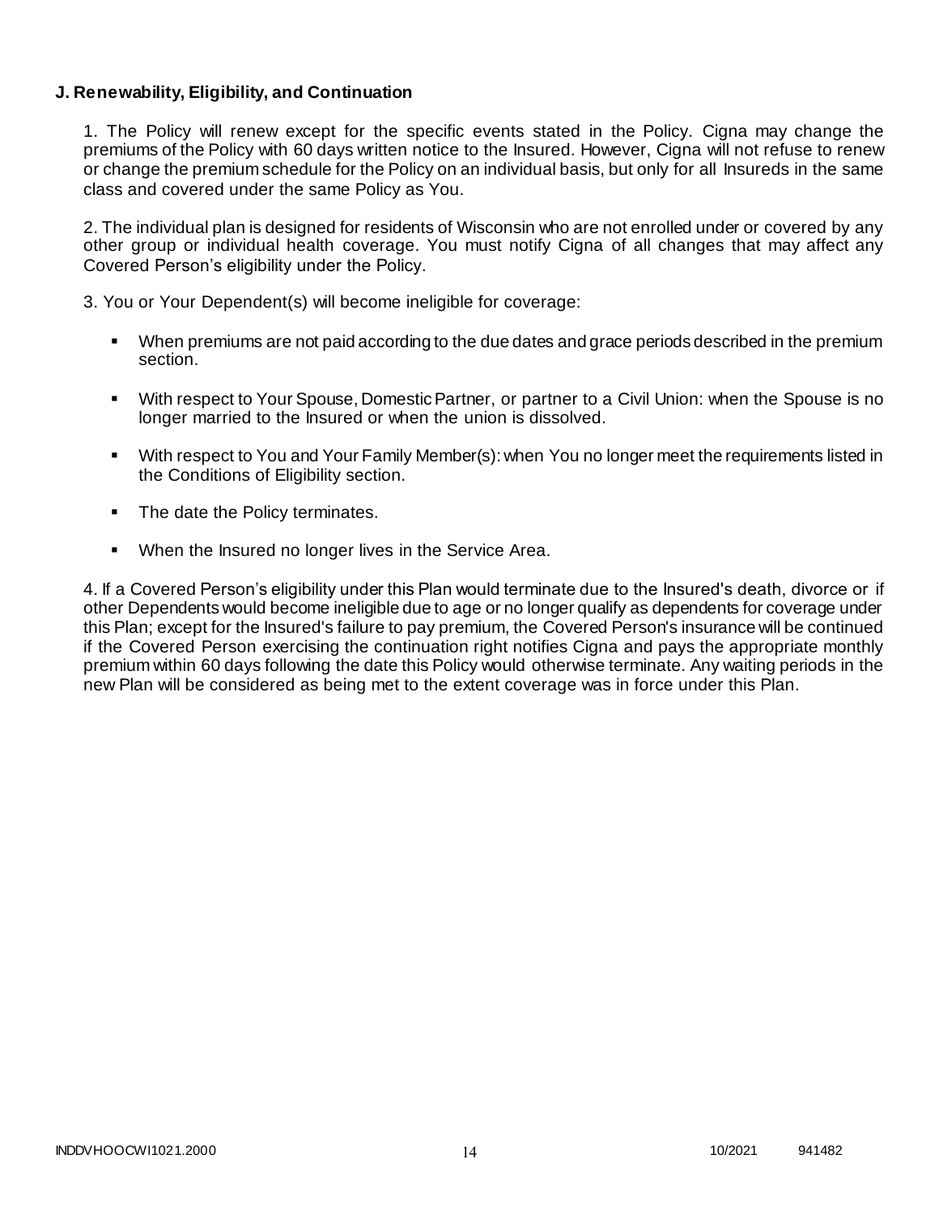**J. Renewability, Eligibility, and Continuation**

1. The Policy will renew except for the specific events stated in the Policy. Cigna may change the premiums of the Policy with 60 days written notice to the Insured. However, Cigna will not refuse to renew or change the premium schedule for the Policy on an individual basis, but only for all Insureds in the same class and covered under the same Policy as You.

2. The individual plan is designed for residents of Wisconsin who are not enrolled under or covered by any other group or individual health coverage. You must notify Cigna of all changes that may affect any Covered Person's eligibility under the Policy.

3. You or Your Dependent(s) will become ineligible for coverage:

- When premiums are not paid according to the due dates and grace periods described in the premium section.
- With respect to Your Spouse, Domestic Partner, or partner to a Civil Union: when the Spouse is no longer married to the Insured or when the union is dissolved.
- With respect to You and Your Family Member(s): when You no longer meet the requirements listed in the Conditions of Eligibility section.
- The date the Policy terminates.
- When the Insured no longer lives in the Service Area.

4. If a Covered Person's eligibility under this Plan would terminate due to the Insured's death, divorce or if other Dependents would become ineligible due to age or no longer qualify as dependents for coverage under this Plan; except for the Insured's failure to pay premium, the Covered Person's insurance will be continued if the Covered Person exercising the continuation right notifies Cigna and pays the appropriate monthly premium within 60 days following the date this Policy would otherwise terminate. Any waiting periods in the new Plan will be considered as being met to the extent coverage was in force under this Plan.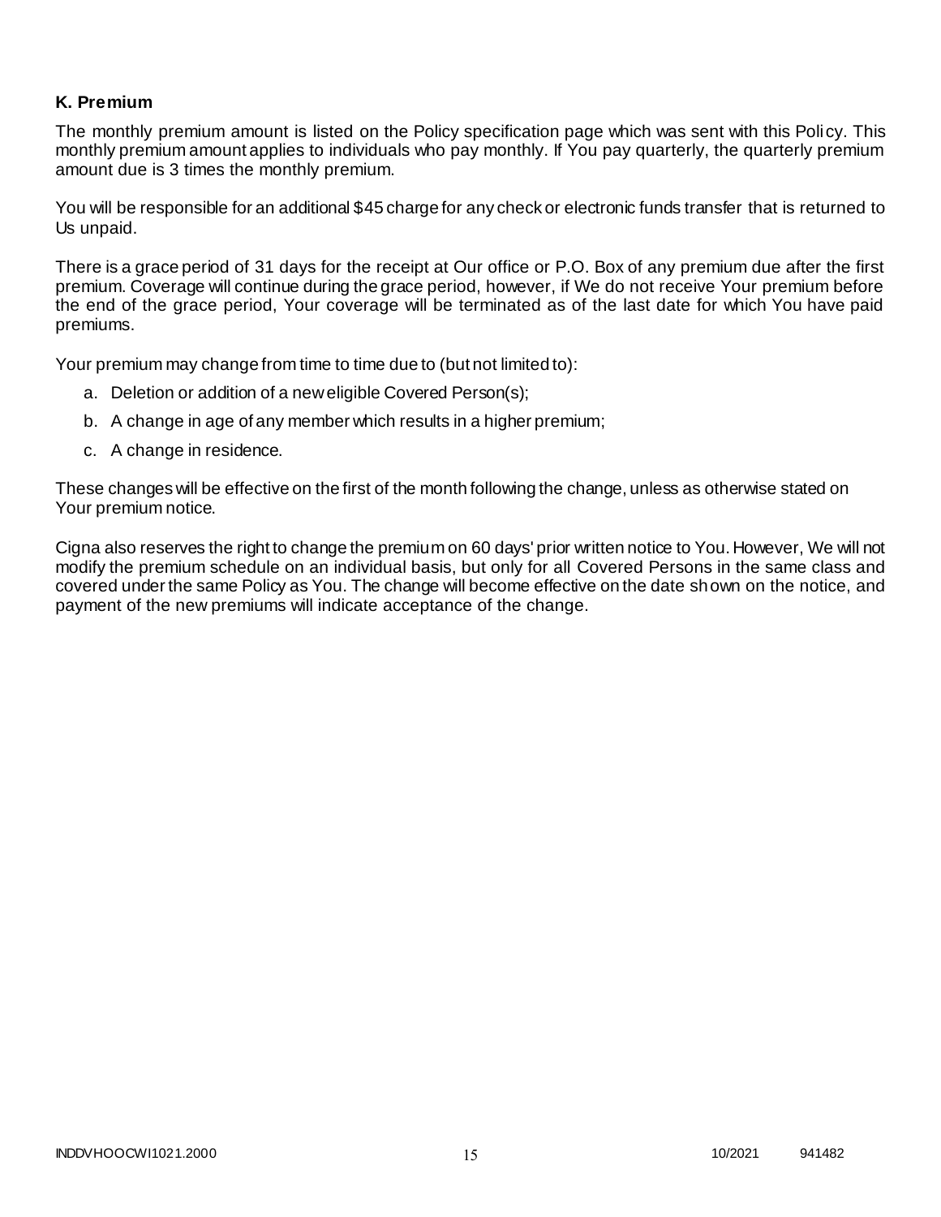**K. Premium**

The monthly premium amount is listed on the Policy specification page which was sent with this Policy. This monthly premium amount applies to individuals who pay monthly. If You pay quarterly, the quarterly premium amount due is 3 times the monthly premium.

You will be responsible for an additional $45 charge for any check or electronic funds transfer that is returned to Us unpaid.

There is a grace period of 31 days for the receipt at Our office or P.O. Box of any premium due after the first premium. Coverage will continue during the grace period, however, if We do not receive Your premium before the end of the grace period, Your coverage will be terminated as of the last date for which You have paid premiums.

Your premium may change from time to time due to (but not limited to):

a. Deletion or addition of a new eligible Covered Person(s);
b. A change in age of any member which results in a higher premium;
c. A change in residence.

These changes will be effective on the first of the month following the change, unless as otherwise stated on Your premium notice.

Cigna also reserves the right to change the premium on 60 days' prior written notice to You. However, We will not modify the premium schedule on an individual basis, but only for all Covered Persons in the same class and covered under the same Policy as You. The change will become effective on the date shown on the notice, and payment of the new premiums will indicate acceptance of the change.